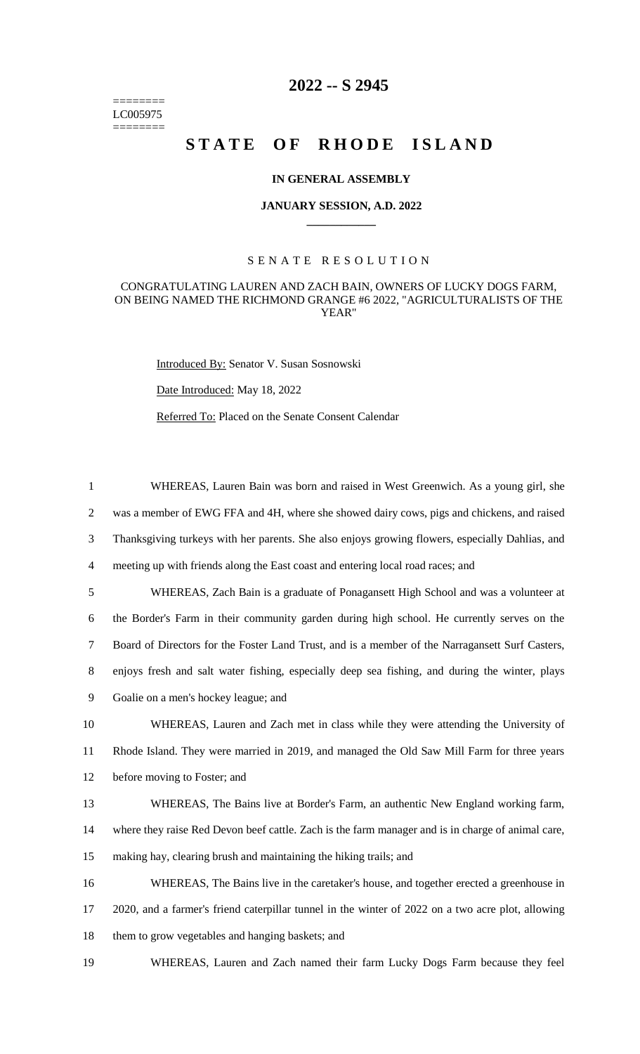========
LC005975
========

# 2022 -- S 2945

# STATE OF RHODE ISLAND

### IN GENERAL ASSEMBLY

### JANUARY SESSION, A.D. 2022

## SENATE RESOLUTION

### CONGRATULATING LAUREN AND ZACH BAIN, OWNERS OF LUCKY DOGS FARM, ON BEING NAMED THE RICHMOND GRANGE #6 2022, "AGRICULTURALISTS OF THE YEAR"

Introduced By: Senator V. Susan Sosnowski

Date Introduced: May 18, 2022

Referred To: Placed on the Senate Consent Calendar

WHEREAS, Lauren Bain was born and raised in West Greenwich. As a young girl, she was a member of EWG FFA and 4H, where she showed dairy cows, pigs and chickens, and raised Thanksgiving turkeys with her parents. She also enjoys growing flowers, especially Dahlias, and meeting up with friends along the East coast and entering local road races; and

WHEREAS, Zach Bain is a graduate of Ponagansett High School and was a volunteer at the Border's Farm in their community garden during high school. He currently serves on the Board of Directors for the Foster Land Trust, and is a member of the Narragansett Surf Casters, enjoys fresh and salt water fishing, especially deep sea fishing, and during the winter, plays Goalie on a men's hockey league; and

WHEREAS, Lauren and Zach met in class while they were attending the University of Rhode Island. They were married in 2019, and managed the Old Saw Mill Farm for three years before moving to Foster; and

WHEREAS, The Bains live at Border's Farm, an authentic New England working farm, where they raise Red Devon beef cattle. Zach is the farm manager and is in charge of animal care, making hay, clearing brush and maintaining the hiking trails; and

WHEREAS, The Bains live in the caretaker's house, and together erected a greenhouse in 2020, and a farmer's friend caterpillar tunnel in the winter of 2022 on a two acre plot, allowing them to grow vegetables and hanging baskets; and

WHEREAS, Lauren and Zach named their farm Lucky Dogs Farm because they feel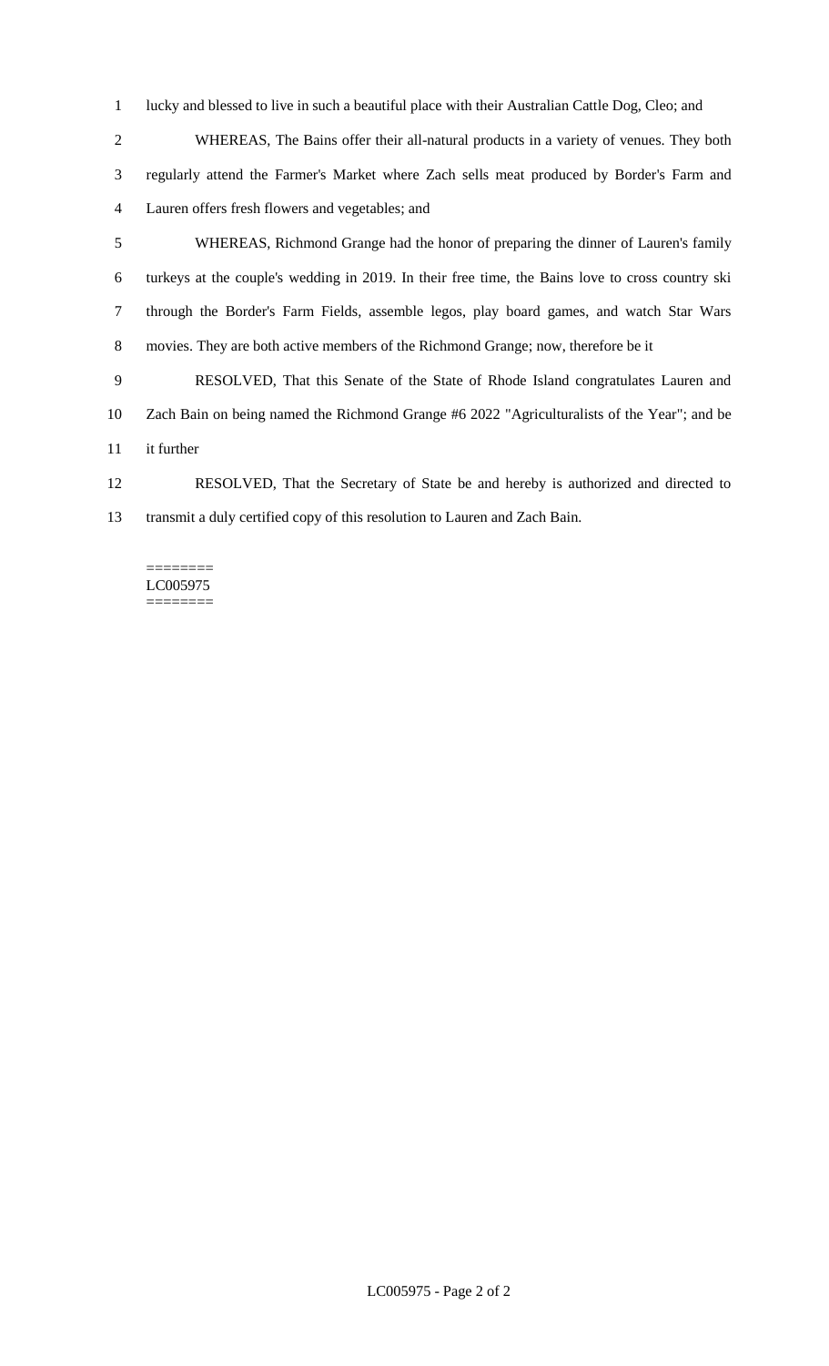lucky and blessed to live in such a beautiful place with their Australian Cattle Dog, Cleo; and

WHEREAS, The Bains offer their all-natural products in a variety of venues. They both regularly attend the Farmer's Market where Zach sells meat produced by Border's Farm and Lauren offers fresh flowers and vegetables; and

WHEREAS, Richmond Grange had the honor of preparing the dinner of Lauren's family turkeys at the couple's wedding in 2019. In their free time, the Bains love to cross country ski through the Border's Farm Fields, assemble legos, play board games, and watch Star Wars movies. They are both active members of the Richmond Grange; now, therefore be it

RESOLVED, That this Senate of the State of Rhode Island congratulates Lauren and Zach Bain on being named the Richmond Grange #6 2022 "Agriculturalists of the Year"; and be it further

RESOLVED, That the Secretary of State be and hereby is authorized and directed to transmit a duly certified copy of this resolution to Lauren and Zach Bain.

========
LC005975
========